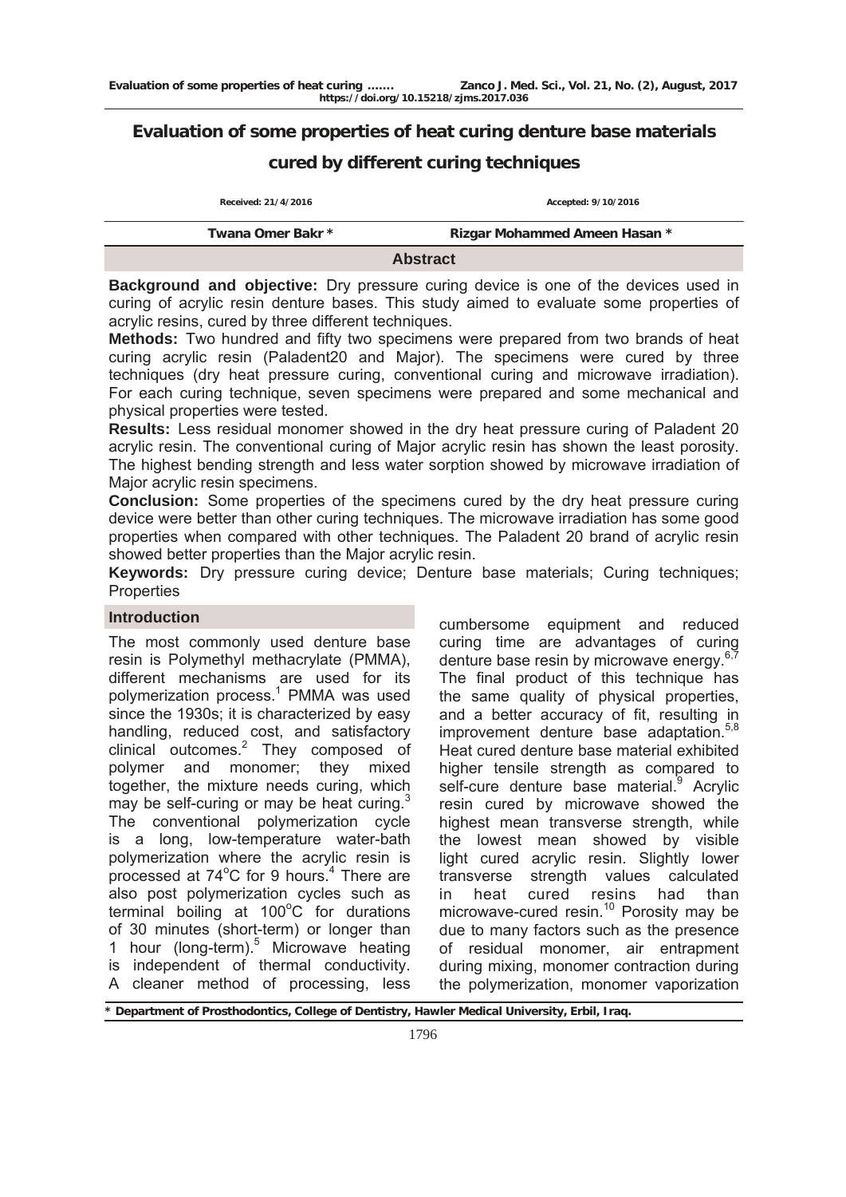# Evaluation of some properties of heat curing denture base materials cured by different curing techniques

Received: 21/4/2016 Accepted: 9/10/2016

**Twana Omer Bakr *** **Rizgar Mohammed Ameen Hasan ***

## Abstract

**Background and objective:** Dry pressure curing device is one of the devices used in curing of acrylic resin denture bases. This study aimed to evaluate some properties of acrylic resins, cured by three different techniques.

**Methods:** Two hundred and fifty two specimens were prepared from two brands of heat curing acrylic resin (Paladent20 and Major). The specimens were cured by three techniques (dry heat pressure curing, conventional curing and microwave irradiation). For each curing technique, seven specimens were prepared and some mechanical and physical properties were tested.

**Results:** Less residual monomer showed in the dry heat pressure curing of Paladent 20 acrylic resin. The conventional curing of Major acrylic resin has shown the least porosity. The highest bending strength and less water sorption showed by microwave irradiation of Major acrylic resin specimens.

**Conclusion:** Some properties of the specimens cured by the dry heat pressure curing device were better than other curing techniques. The microwave irradiation has some good properties when compared with other techniques. The Paladent 20 brand of acrylic resin showed better properties than the Major acrylic resin.

**Keywords:** Dry pressure curing device; Denture base materials; Curing techniques; Properties

## Introduction

The most commonly used denture base resin is Polymethyl methacrylate (PMMA), different mechanisms are used for its polymerization process.[1] PMMA was used since the 1930s; it is characterized by easy handling, reduced cost, and satisfactory clinical outcomes.[2] They composed of polymer and monomer; they mixed together, the mixture needs curing, which may be self-curing or may be heat curing.[3] The conventional polymerization cycle is a long, low-temperature water-bath polymerization where the acrylic resin is processed at 74°C for 9 hours.[4] There are also post polymerization cycles such as terminal boiling at 100°C for durations of 30 minutes (short-term) or longer than 1 hour (long-term).[5] Microwave heating is independent of thermal conductivity. A cleaner method of processing, less cumbersome equipment and reduced curing time are advantages of curing denture base resin by microwave energy.[6,7] The final product of this technique has the same quality of physical properties, and a better accuracy of fit, resulting in improvement denture base adaptation.[5,8] Heat cured denture base material exhibited higher tensile strength as compared to self-cure denture base material.[9] Acrylic resin cured by microwave showed the highest mean transverse strength, while the lowest mean showed by visible light cured acrylic resin. Slightly lower transverse strength values calculated in heat cured resins had than microwave-cured resin.[10] Porosity may be due to many factors such as the presence of residual monomer, air entrapment during mixing, monomer contraction during the polymerization, monomer vaporization

\* Department of Prosthodontics, College of Dentistry, Hawler Medical University, Erbil, Iraq.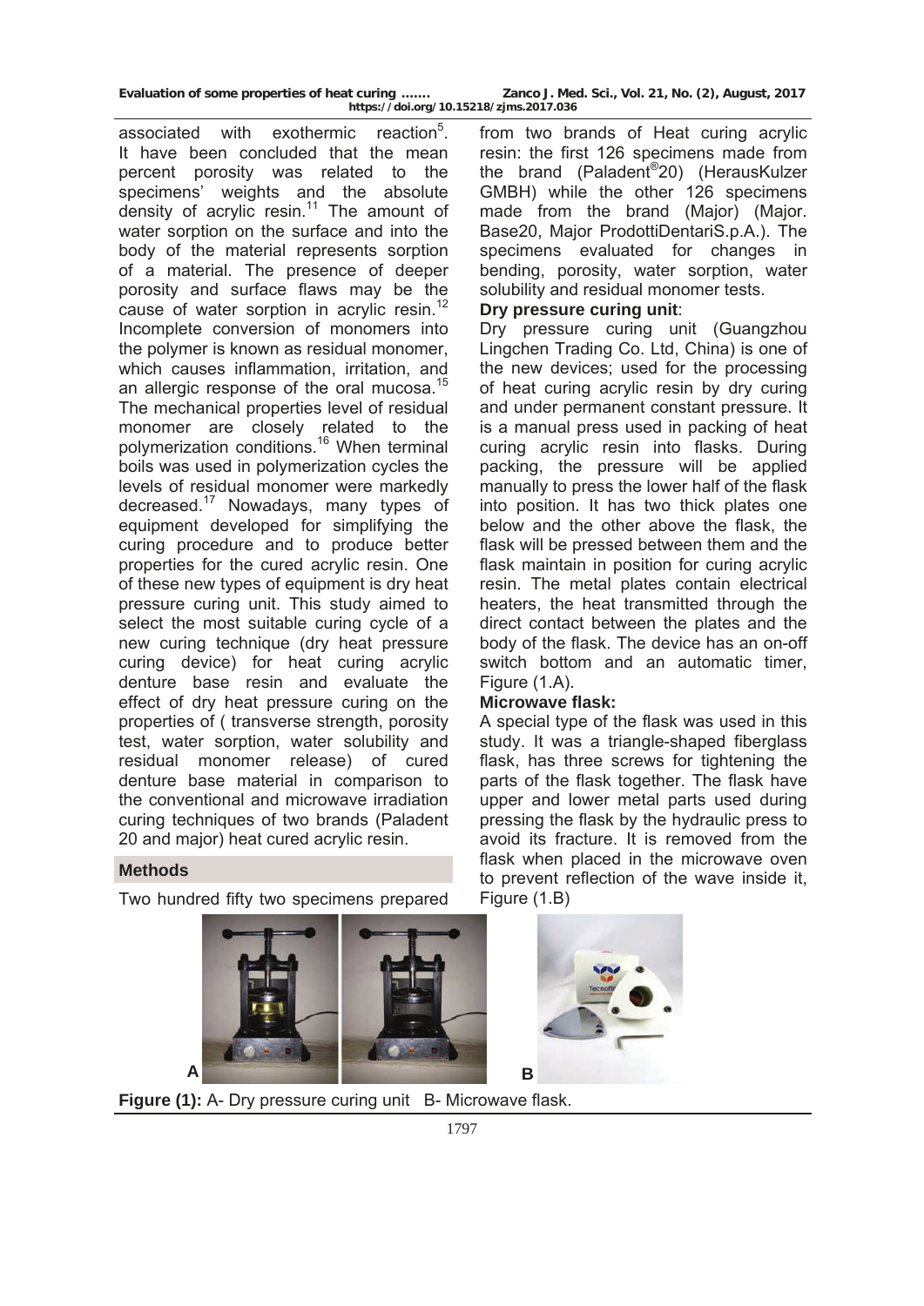associated with exothermic reaction[5]. It have been concluded that the mean percent porosity was related to the specimens' weights and the absolute density of acrylic resin.[11] The amount of water sorption on the surface and into the body of the material represents sorption of a material. The presence of deeper porosity and surface flaws may be the cause of water sorption in acrylic resin.[12] Incomplete conversion of monomers into the polymer is known as residual monomer, which causes inflammation, irritation, and an allergic response of the oral mucosa.[15] The mechanical properties level of residual monomer are closely related to the polymerization conditions.[16] When terminal boils was used in polymerization cycles the levels of residual monomer were markedly decreased.[17] Nowadays, many types of equipment developed for simplifying the curing procedure and to produce better properties for the cured acrylic resin. One of these new types of equipment is dry heat pressure curing unit. This study aimed to select the most suitable curing cycle of a new curing technique (dry heat pressure curing device) for heat curing acrylic denture base resin and evaluate the effect of dry heat pressure curing on the properties of ( transverse strength, porosity test, water sorption, water solubility and residual monomer release) of cured denture base material in comparison to the conventional and microwave irradiation curing techniques of two brands (Paladent 20 and major) heat cured acrylic resin.

## Methods

Two hundred fifty two specimens prepared from two brands of Heat curing acrylic resin: the first 126 specimens made from the brand (Paladent®20) (HerausKulzer GMBH) while the other 126 specimens made from the brand (Major) (Major. Base20, Major ProdottiDentariS.p.A.). The specimens evaluated for changes in bending, porosity, water sorption, water solubility and residual monomer tests.

**Dry pressure curing unit**:

Dry pressure curing unit (Guangzhou Lingchen Trading Co. Ltd, China) is one of the new devices; used for the processing of heat curing acrylic resin by dry curing and under permanent constant pressure. It is a manual press used in packing of heat curing acrylic resin into flasks. During packing, the pressure will be applied manually to press the lower half of the flask into position. It has two thick plates one below and the other above the flask, the flask will be pressed between them and the flask maintain in position for curing acrylic resin. The metal plates contain electrical heaters, the heat transmitted through the direct contact between the plates and the body of the flask. The device has an on-off switch bottom and an automatic timer, Figure (1.A).

**Microwave flask:**

A special type of the flask was used in this study. It was a triangle-shaped fiberglass flask, has three screws for tightening the parts of the flask together. The flask have upper and lower metal parts used during pressing the flask by the hydraulic press to avoid its fracture. It is removed from the flask when placed in the microwave oven to prevent reflection of the wave inside it, Figure (1.B)

**Figure (1):** A- Dry pressure curing unit B- Microwave flask.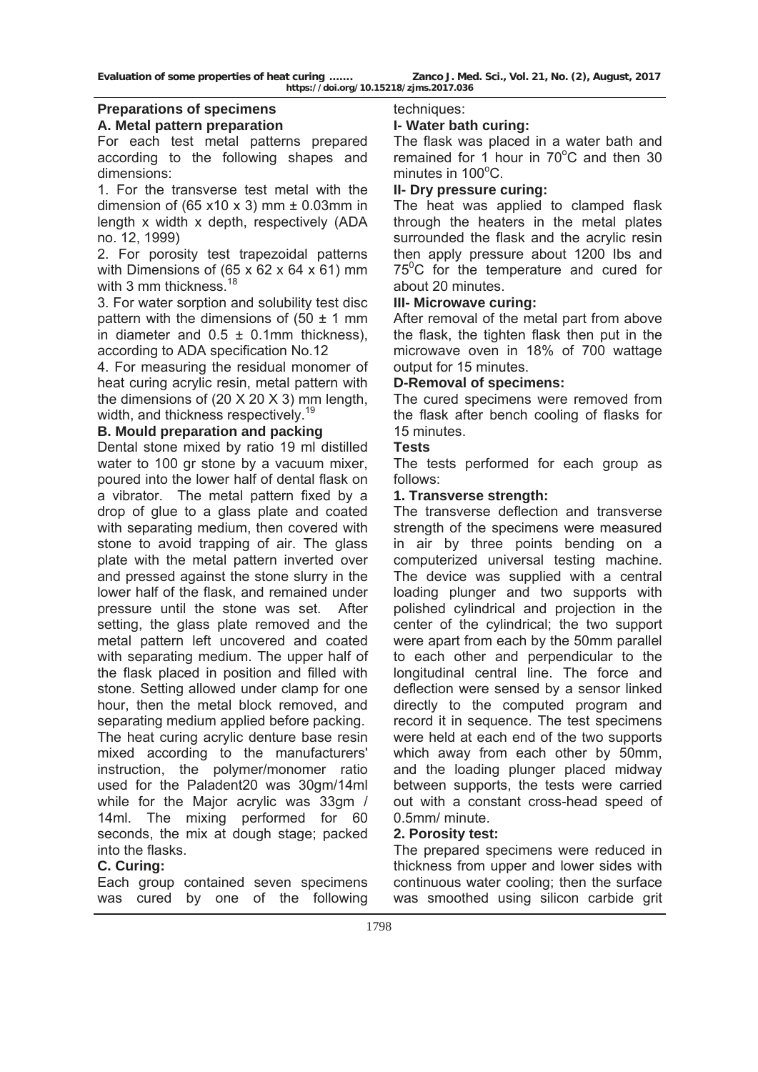## Preparations of specimens

### A. Metal pattern preparation

For each test metal patterns prepared according to the following shapes and dimensions:

1. For the transverse test metal with the dimension of (65 x10 x 3) mm ± 0.03mm in length x width x depth, respectively (ADA no. 12, 1999)
2. For porosity test trapezoidal patterns with Dimensions of (65 x 62 x 64 x 61) mm with 3 mm thickness.[18]
3. For water sorption and solubility test disc pattern with the dimensions of (50 ± 1 mm in diameter and 0.5 ± 0.1mm thickness), according to ADA specification No.12
4. For measuring the residual monomer of heat curing acrylic resin, metal pattern with the dimensions of (20 X 20 X 3) mm length, width, and thickness respectively.[19]

### B. Mould preparation and packing

Dental stone mixed by ratio 19 ml distilled water to 100 gr stone by a vacuum mixer, poured into the lower half of dental flask on a vibrator. The metal pattern fixed by a drop of glue to a glass plate and coated with separating medium, then covered with stone to avoid trapping of air. The glass plate with the metal pattern inverted over and pressed against the stone slurry in the lower half of the flask, and remained under pressure until the stone was set. After setting, the glass plate removed and the metal pattern left uncovered and coated with separating medium. The upper half of the flask placed in position and filled with stone. Setting allowed under clamp for one hour, then the metal block removed, and separating medium applied before packing.

The heat curing acrylic denture base resin mixed according to the manufacturers' instruction, the polymer/monomer ratio used for the Paladent20 was 30gm/14ml while for the Major acrylic was 33gm / 14ml. The mixing performed for 60 seconds, the mix at dough stage; packed into the flasks.

### C. Curing:

Each group contained seven specimens was cured by one of the following techniques:

#### I- Water bath curing:

The flask was placed in a water bath and remained for 1 hour in 70°C and then 30 minutes in 100°C.

#### II- Dry pressure curing:

The heat was applied to clamped flask through the heaters in the metal plates surrounded the flask and the acrylic resin then apply pressure about 1200 Ibs and 75°C for the temperature and cured for about 20 minutes.

#### III- Microwave curing:

After removal of the metal part from above the flask, the tighten flask then put in the microwave oven in 18% of 700 wattage output for 15 minutes.

### D-Removal of specimens:

The cured specimens were removed from the flask after bench cooling of flasks for 15 minutes.

### Tests

The tests performed for each group as follows:

#### 1. Transverse strength:

The transverse deflection and transverse strength of the specimens were measured in air by three points bending on a computerized universal testing machine. The device was supplied with a central loading plunger and two supports with polished cylindrical and projection in the center of the cylindrical; the two support were apart from each by the 50mm parallel to each other and perpendicular to the longitudinal central line. The force and deflection were sensed by a sensor linked directly to the computed program and record it in sequence. The test specimens were held at each end of the two supports which away from each other by 50mm, and the loading plunger placed midway between supports, the tests were carried out with a constant cross-head speed of 0.5mm/ minute.

#### 2. Porosity test:

The prepared specimens were reduced in thickness from upper and lower sides with continuous water cooling; then the surface was smoothed using silicon carbide grit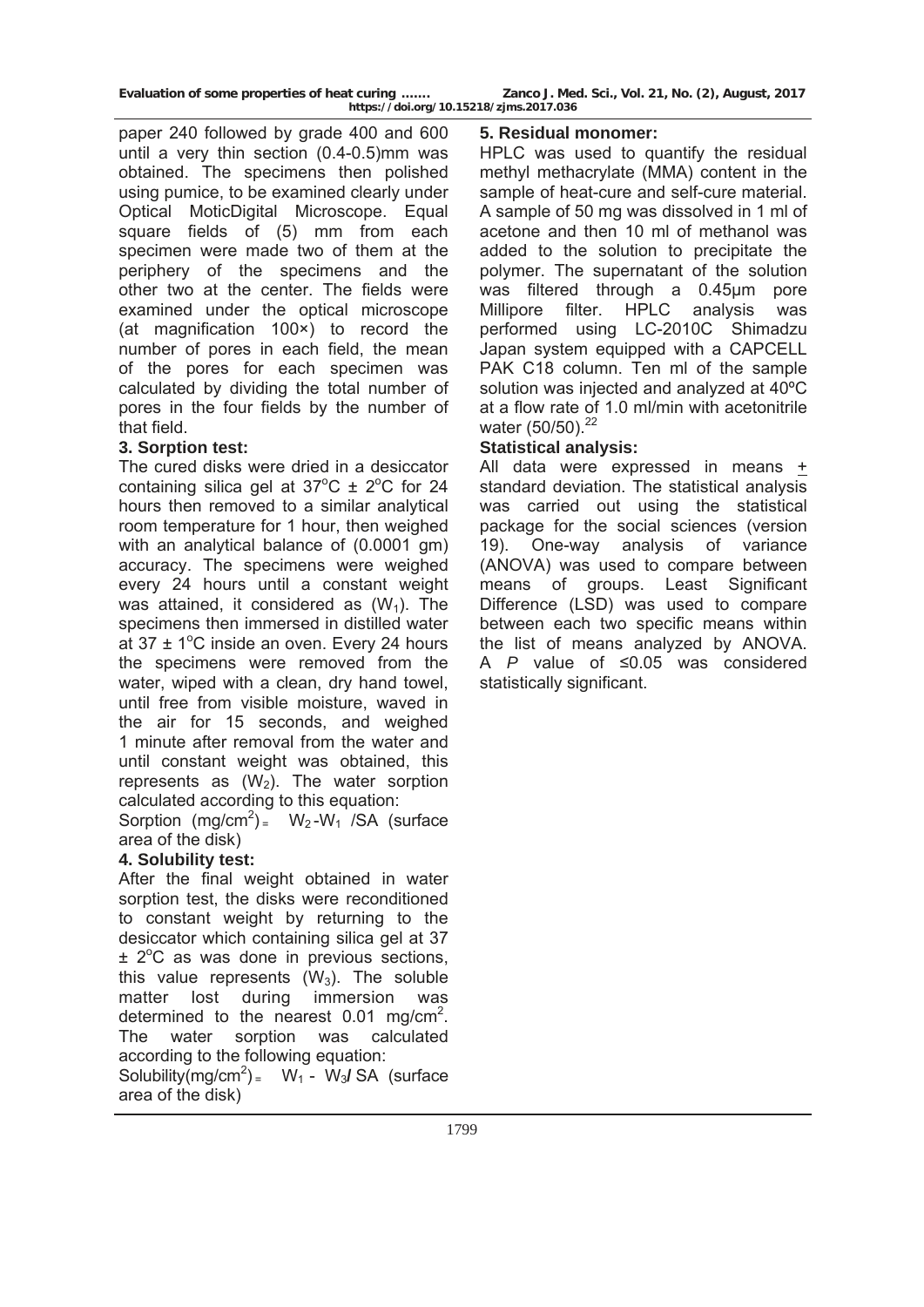paper 240 followed by grade 400 and 600 until a very thin section (0.4-0.5)mm was obtained. The specimens then polished using pumice, to be examined clearly under Optical MoticDigital Microscope. Equal square fields of (5) mm from each specimen were made two of them at the periphery of the specimens and the other two at the center. The fields were examined under the optical microscope (at magnification 100×) to record the number of pores in each field, the mean of the pores for each specimen was calculated by dividing the total number of pores in the four fields by the number of that field.

**3. Sorption test:**

The cured disks were dried in a desiccator containing silica gel at $37^oC \pm 2^oC$ for 24 hours then removed to a similar analytical room temperature for 1 hour, then weighed with an analytical balance of (0.0001 gm) accuracy. The specimens were weighed every 24 hours until a constant weight was attained, it considered as ($W_1$). The specimens then immersed in distilled water at $37 \pm 1^oC$ inside an oven. Every 24 hours the specimens were removed from the water, wiped with a clean, dry hand towel, until free from visible moisture, waved in the air for 15 seconds, and weighed 1 minute after removal from the water and until constant weight was obtained, this represents as ($W_2$). The water sorption calculated according to this equation:

Sorption ($mg/cm^2$) = $W_2$-$W_1$ /SA (surface area of the disk)

**4. Solubility test:**

After the final weight obtained in water sorption test, the disks were reconditioned to constant weight by returning to the desiccator which containing silica gel at $37 \pm 2^oC$ as was done in previous sections, this value represents ($W_3$). The soluble matter lost during immersion was determined to the nearest 0.01 $mg/cm^2$. The water sorption was calculated according to the following equation:

Solubility($mg/cm^2$) = $W_1$ - $W_3$/ SA (surface area of the disk)

**5. Residual monomer:**

HPLC was used to quantify the residual methyl methacrylate (MMA) content in the sample of heat-cure and self-cure material. A sample of 50 mg was dissolved in 1 ml of acetone and then 10 ml of methanol was added to the solution to precipitate the polymer. The supernatant of the solution was filtered through a 0.45µm pore Millipore filter. HPLC analysis was performed using LC-2010C Shimadzu Japan system equipped with a CAPCELL PAK C18 column. Ten ml of the sample solution was injected and analyzed at 40ºC at a flow rate of 1.0 ml/min with acetonitrile water (50/50).[22]

**Statistical analysis:**

All data were expressed in means ± standard deviation. The statistical analysis was carried out using the statistical package for the social sciences (version 19). One-way analysis of variance (ANOVA) was used to compare between means of groups. Least Significant Difference (LSD) was used to compare between each two specific means within the list of means analyzed by ANOVA. A *P* value of $\leq 0.05$ was considered statistically significant.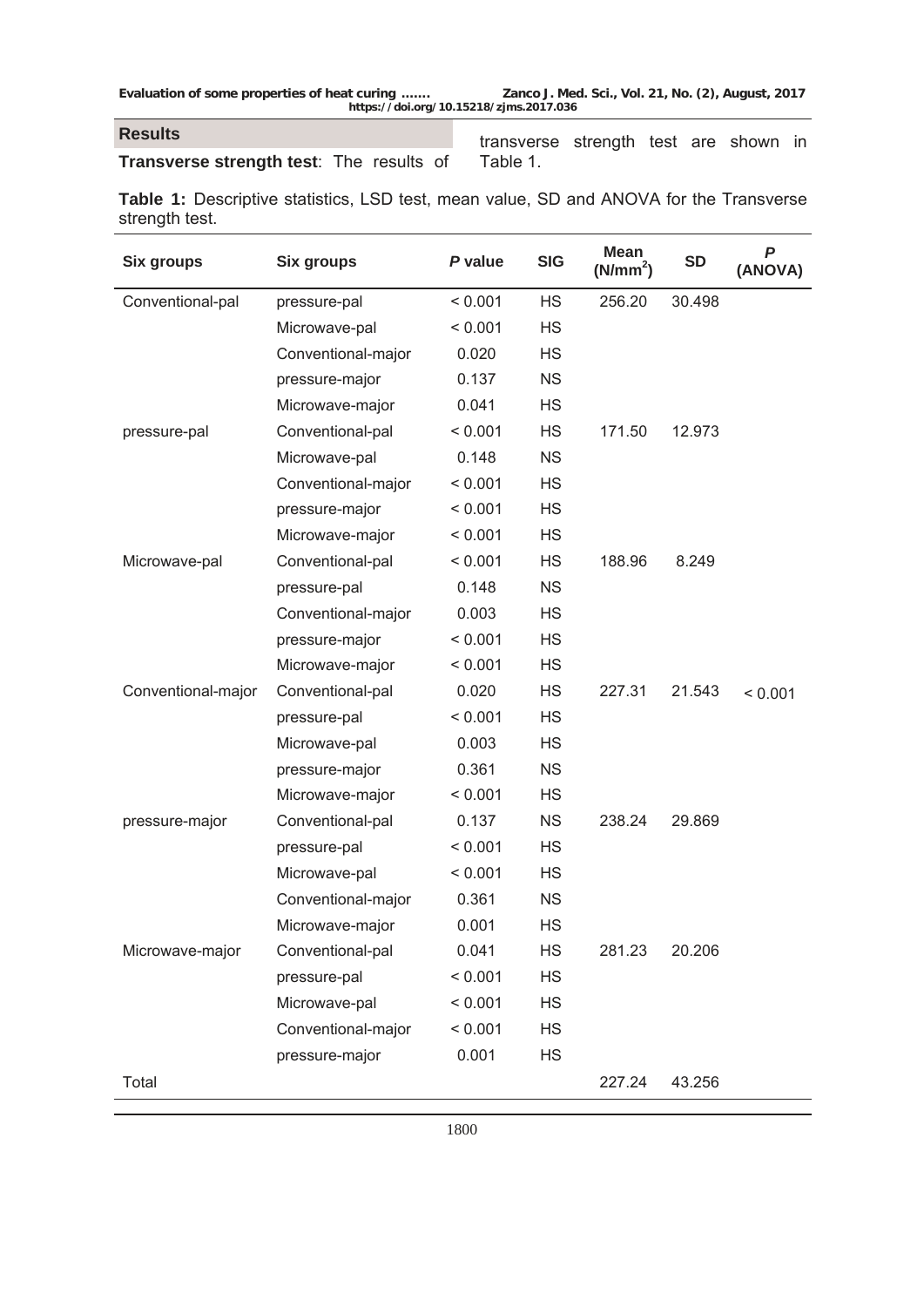## Results

**Transverse strength test**: The results of transverse strength test are shown in Table 1.

**Table 1:** Descriptive statistics, LSD test, mean value, SD and ANOVA for the Transverse strength test.

| Six groups | Six groups | *P* value | SIG | Mean ($N/mm^2$) | SD | *P* (ANOVA) |
|---|---|---|---|---|---|---|
| Conventional-pal | pressure-pal | < 0.001 | HS | 256.20 | 30.498 | |
| | Microwave-pal | < 0.001 | HS | | | |
| | Conventional-major | 0.020 | HS | | | |
| | pressure-major | 0.137 | NS | | | |
| | Microwave-major | 0.041 | HS | | | |
| pressure-pal | Conventional-pal | < 0.001 | HS | 171.50 | 12.973 | |
| | Microwave-pal | 0.148 | NS | | | |
| | Conventional-major | < 0.001 | HS | | | |
| | pressure-major | < 0.001 | HS | | | |
| | Microwave-major | < 0.001 | HS | | | |
| Microwave-pal | Conventional-pal | < 0.001 | HS | 188.96 | 8.249 | |
| | pressure-pal | 0.148 | NS | | | |
| | Conventional-major | 0.003 | HS | | | |
| | pressure-major | < 0.001 | HS | | | |
| | Microwave-major | < 0.001 | HS | | | |
| Conventional-major | Conventional-pal | 0.020 | HS | 227.31 | 21.543 | < 0.001 |
| | pressure-pal | < 0.001 | HS | | | |
| | Microwave-pal | 0.003 | HS | | | |
| | pressure-major | 0.361 | NS | | | |
| | Microwave-major | < 0.001 | HS | | | |
| pressure-major | Conventional-pal | 0.137 | NS | 238.24 | 29.869 | |
| | pressure-pal | < 0.001 | HS | | | |
| | Microwave-pal | < 0.001 | HS | | | |
| | Conventional-major | 0.361 | NS | | | |
| | Microwave-major | 0.001 | HS | | | |
| Microwave-major | Conventional-pal | 0.041 | HS | 281.23 | 20.206 | |
| | pressure-pal | < 0.001 | HS | | | |
| | Microwave-pal | < 0.001 | HS | | | |
| | Conventional-major | < 0.001 | HS | | | |
| | pressure-major | 0.001 | HS | | | |
| Total | | | | 227.24 | 43.256 | |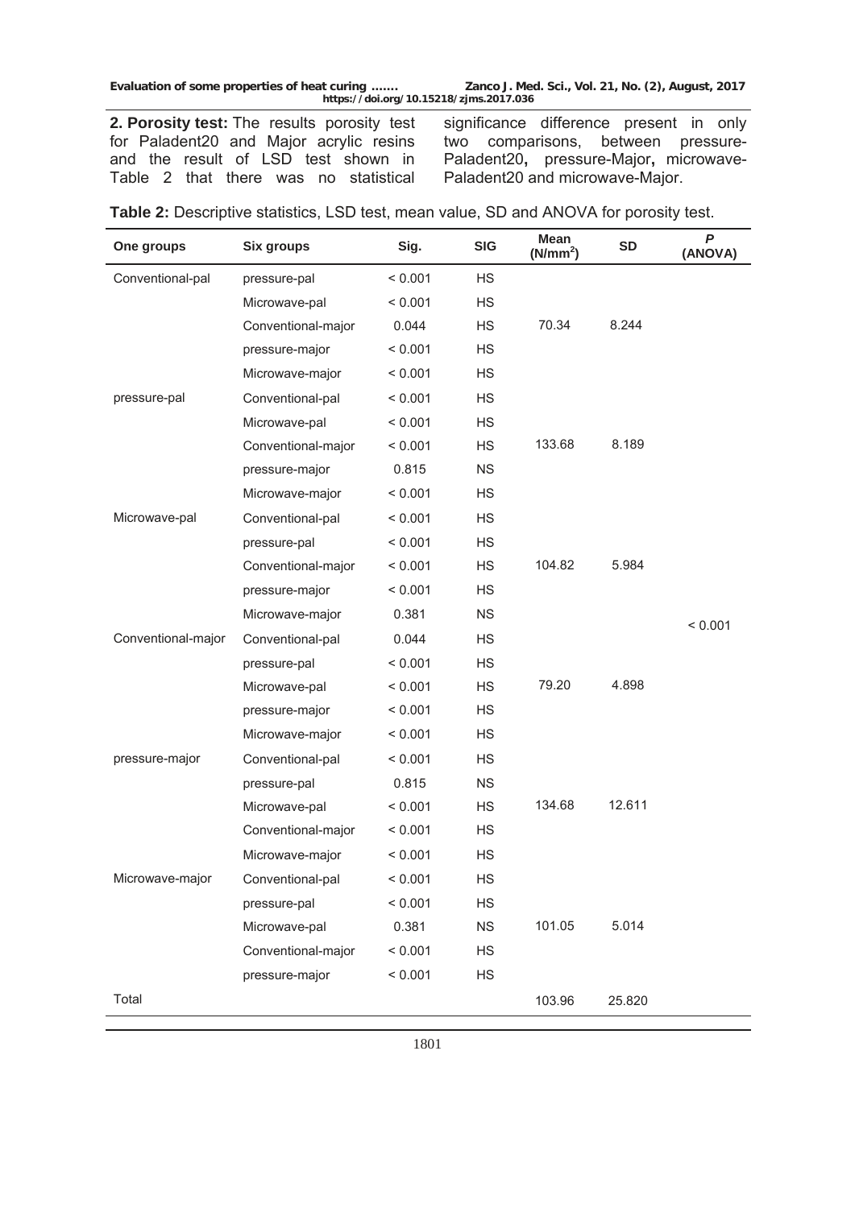**2. Porosity test:** The results porosity test for Paladent20 and Major acrylic resins and the result of LSD test shown in Table 2 that there was no statistical significance difference present in only two comparisons, between pressure-Paladent20**,** pressure-Major**,** microwave-Paladent20 and microwave-Major.

**Table 2:** Descriptive statistics, LSD test, mean value, SD and ANOVA for porosity test.

| One groups | Six groups | Sig. | SIG | Mean ($N/mm^2$) | SD | *P* (ANOVA) |
|---|---|---|---|---|---|---|
| Conventional-pal | pressure-pal | < 0.001 | HS | 70.34 | 8.244 | < 0.001 |
| | Microwave-pal | < 0.001 | HS | | | |
| | Conventional-major | 0.044 | HS | | | |
| | pressure-major | < 0.001 | HS | | | |
| | Microwave-major | < 0.001 | HS | | | |
| pressure-pal | Conventional-pal | < 0.001 | HS | 133.68 | 8.189 | |
| | Microwave-pal | < 0.001 | HS | | | |
| | Conventional-major | < 0.001 | HS | | | |
| | pressure-major | 0.815 | NS | | | |
| | Microwave-major | < 0.001 | HS | | | |
| Microwave-pal | Conventional-pal | < 0.001 | HS | 104.82 | 5.984 | |
| | pressure-pal | < 0.001 | HS | | | |
| | Conventional-major | < 0.001 | HS | | | |
| | pressure-major | < 0.001 | HS | | | |
| | Microwave-major | 0.381 | NS | | | |
| Conventional-major | Conventional-pal | 0.044 | HS | 79.20 | 4.898 | |
| | pressure-pal | < 0.001 | HS | | | |
| | Microwave-pal | < 0.001 | HS | | | |
| | pressure-major | < 0.001 | HS | | | |
| | Microwave-major | < 0.001 | HS | | | |
| pressure-major | Conventional-pal | < 0.001 | HS | 134.68 | 12.611 | |
| | pressure-pal | 0.815 | NS | | | |
| | Microwave-pal | < 0.001 | HS | | | |
| | Conventional-major | < 0.001 | HS | | | |
| | Microwave-major | < 0.001 | HS | | | |
| Microwave-major | Conventional-pal | < 0.001 | HS | 101.05 | 5.014 | |
| | pressure-pal | < 0.001 | HS | | | |
| | Microwave-pal | 0.381 | NS | | | |
| | Conventional-major | < 0.001 | HS | | | |
| | pressure-major | < 0.001 | HS | | | |
| Total | | | | 103.96 | 25.820 | |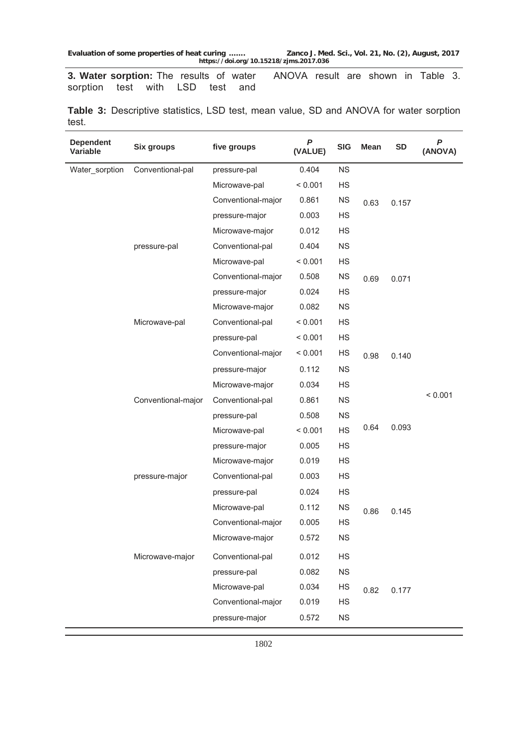**3. Water sorption:** The results of water sorption test with LSD test and ANOVA result are shown in Table 3.

**Table 3:** Descriptive statistics, LSD test, mean value, SD and ANOVA for water sorption test.

| Dependent Variable | Six groups | five groups | *P* (VALUE) | SIG | Mean | SD | *P* (ANOVA) |
|---|---|---|---|---|---|---|---|
| Water_sorption | Conventional-pal | pressure-pal | 0.404 | NS | 0.63 | 0.157 | < 0.001 |
| | | Microwave-pal | < 0.001 | HS | | | |
| | | Conventional-major | 0.861 | NS | | | |
| | | pressure-major | 0.003 | HS | | | |
| | | Microwave-major | 0.012 | HS | | | |
| | pressure-pal | Conventional-pal | 0.404 | NS | 0.69 | 0.071 | |
| | | Microwave-pal | < 0.001 | HS | | | |
| | | Conventional-major | 0.508 | NS | | | |
| | | pressure-major | 0.024 | HS | | | |
| | | Microwave-major | 0.082 | NS | | | |
| | Microwave-pal | Conventional-pal | < 0.001 | HS | 0.98 | 0.140 | |
| | | pressure-pal | < 0.001 | HS | | | |
| | | Conventional-major | < 0.001 | HS | | | |
| | | pressure-major | 0.112 | NS | | | |
| | | Microwave-major | 0.034 | HS | | | |
| | Conventional-major | Conventional-pal | 0.861 | NS | 0.64 | 0.093 | |
| | | pressure-pal | 0.508 | NS | | | |
| | | Microwave-pal | < 0.001 | HS | | | |
| | | pressure-major | 0.005 | HS | | | |
| | | Microwave-major | 0.019 | HS | | | |
| | pressure-major | Conventional-pal | 0.003 | HS | 0.86 | 0.145 | |
| | | pressure-pal | 0.024 | HS | | | |
| | | Microwave-pal | 0.112 | NS | | | |
| | | Conventional-major | 0.005 | HS | | | |
| | | Microwave-major | 0.572 | NS | | | |
| | Microwave-major | Conventional-pal | 0.012 | HS | 0.82 | 0.177 | |
| | | pressure-pal | 0.082 | NS | | | |
| | | Microwave-pal | 0.034 | HS | | | |
| | | Conventional-major | 0.019 | HS | | | |
| | | pressure-major | 0.572 | NS | | | |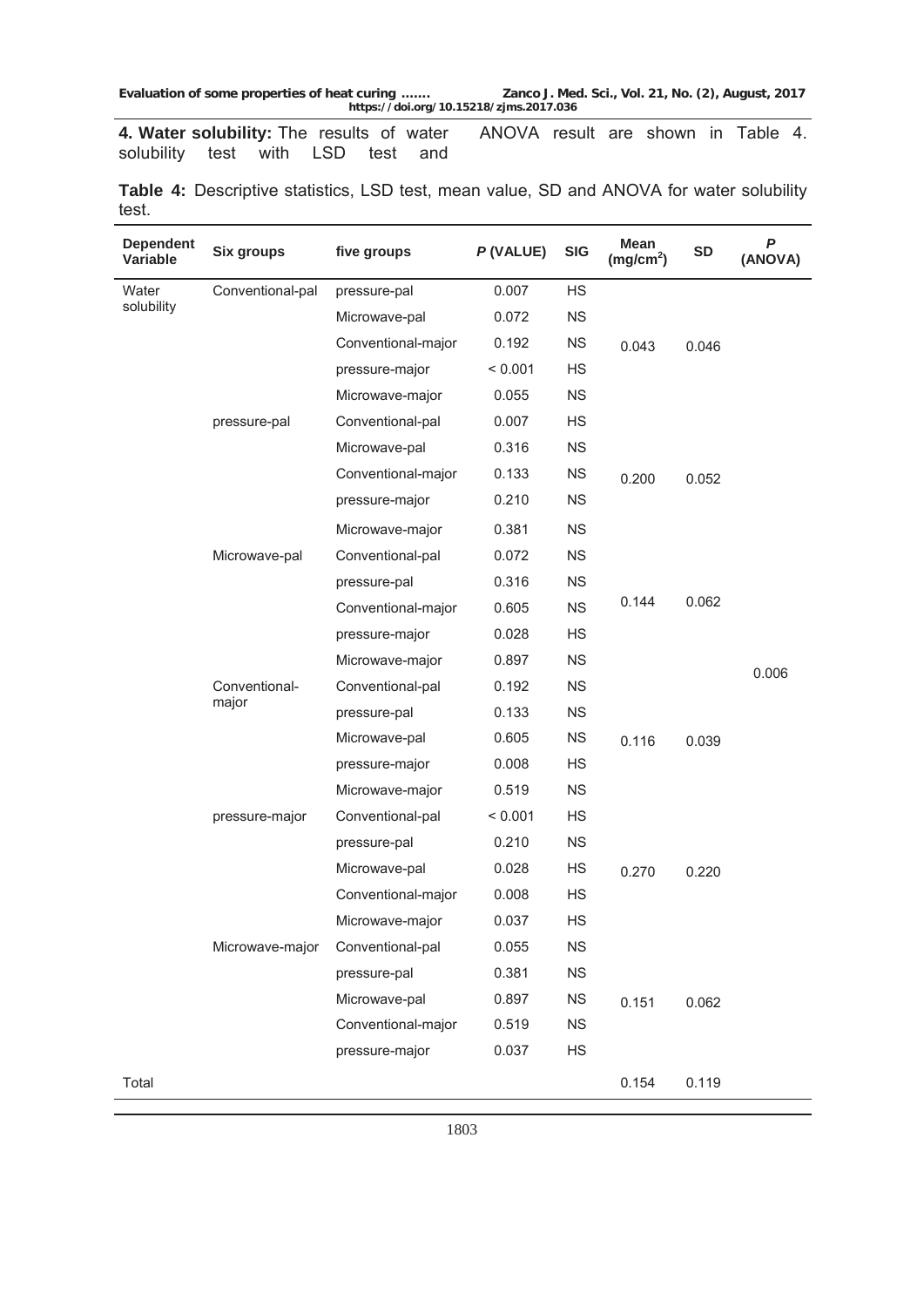**4. Water solubility:** The results of water solubility test with LSD test and ANOVA result are shown in Table 4.

**Table 4:** Descriptive statistics, LSD test, mean value, SD and ANOVA for water solubility test.

| Dependent Variable | Six groups | five groups | *P* (VALUE) | SIG | Mean ($mg/cm^2$) | SD | *P* (ANOVA) |
|---|---|---|---|---|---|---|---|
| Water solubility | Conventional-pal | pressure-pal | 0.007 | HS | 0.043 | 0.046 | 0.006 |
| | | Microwave-pal | 0.072 | NS | | | |
| | | Conventional-major | 0.192 | NS | | | |
| | | pressure-major | < 0.001 | HS | | | |
| | | Microwave-major | 0.055 | NS | | | |
| | pressure-pal | Conventional-pal | 0.007 | HS | 0.200 | 0.052 | |
| | | Microwave-pal | 0.316 | NS | | | |
| | | Conventional-major | 0.133 | NS | | | |
| | | pressure-major | 0.210 | NS | | | |
| | | Microwave-major | 0.381 | NS | | | |
| | Microwave-pal | Conventional-pal | 0.072 | NS | 0.144 | 0.062 | |
| | | pressure-pal | 0.316 | NS | | | |
| | | Conventional-major | 0.605 | NS | | | |
| | | pressure-major | 0.028 | HS | | | |
| | | Microwave-major | 0.897 | NS | | | |
| | Conventional-major | Conventional-pal | 0.192 | NS | 0.116 | 0.039 | |
| | | pressure-pal | 0.133 | NS | | | |
| | | Microwave-pal | 0.605 | NS | | | |
| | | pressure-major | 0.008 | HS | | | |
| | | Microwave-major | 0.519 | NS | | | |
| | pressure-major | Conventional-pal | < 0.001 | HS | 0.270 | 0.220 | |
| | | pressure-pal | 0.210 | NS | | | |
| | | Microwave-pal | 0.028 | HS | | | |
| | | Conventional-major | 0.008 | HS | | | |
| | | Microwave-major | 0.037 | HS | | | |
| | Microwave-major | Conventional-pal | 0.055 | NS | 0.151 | 0.062 | |
| | | pressure-pal | 0.381 | NS | | | |
| | | Microwave-pal | 0.897 | NS | | | |
| | | Conventional-major | 0.519 | NS | | | |
| | | pressure-major | 0.037 | HS | | | |
| Total | | | | | 0.154 | 0.119 | |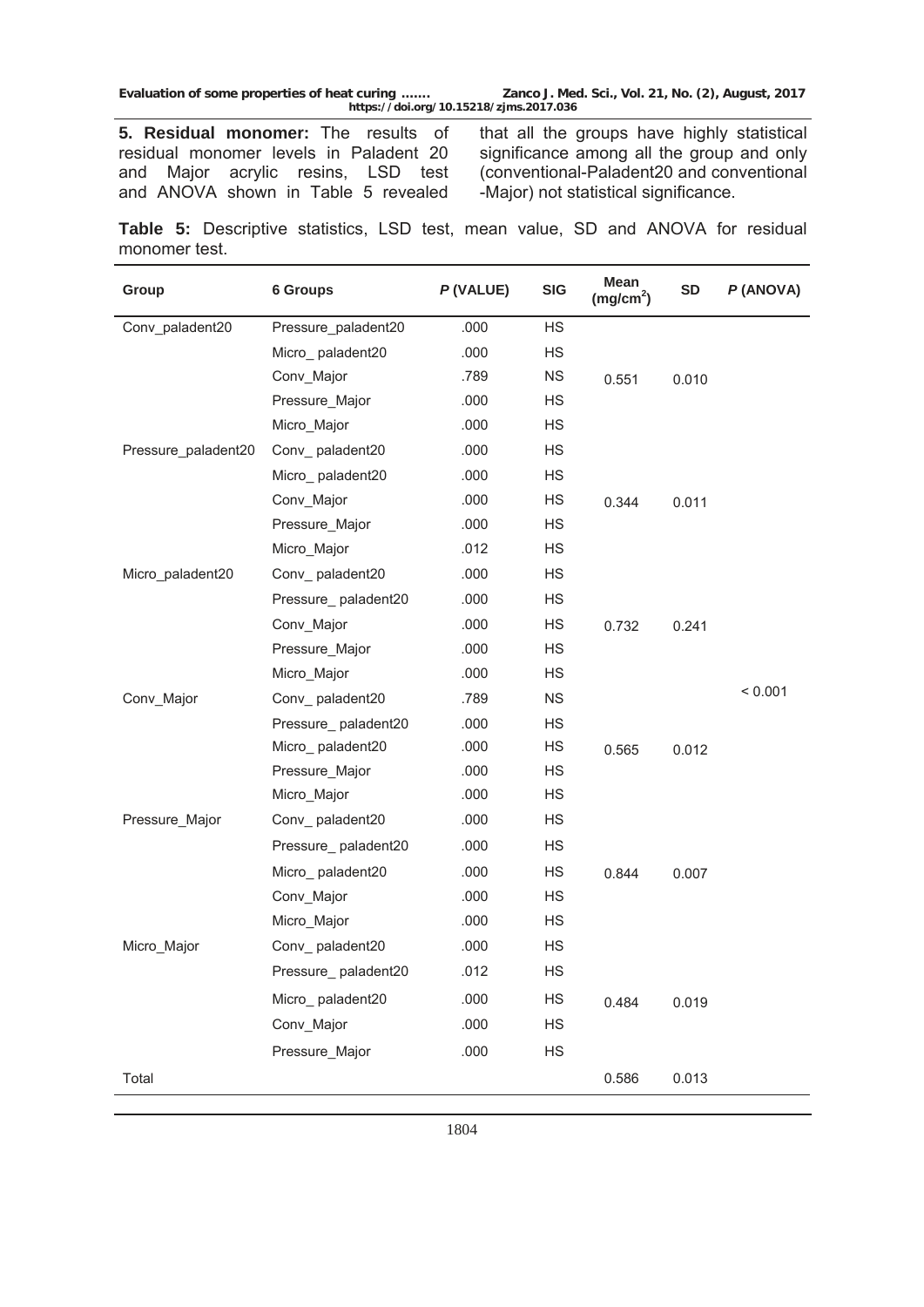**5. Residual monomer:** The results of residual monomer levels in Paladent 20 and Major acrylic resins, LSD test and ANOVA shown in Table 5 revealed that all the groups have highly statistical significance among all the group and only (conventional-Paladent20 and conventional -Major) not statistical significance.

**Table 5:** Descriptive statistics, LSD test, mean value, SD and ANOVA for residual monomer test.

| Group | 6 Groups | *P* (VALUE) | SIG | Mean ($mg/cm^2$) | SD | *P* (ANOVA) |
|---|---|---|---|---|---|---|
| Conv_paladent20 | Pressure_paladent20 | .000 | HS | 0.551 | 0.010 | < 0.001 |
| | Micro_ paladent20 | .000 | HS | | | |
| | Conv_Major | .789 | NS | | | |
| | Pressure_Major | .000 | HS | | | |
| | Micro_Major | .000 | HS | | | |
| Pressure_paladent20 | Conv_ paladent20 | .000 | HS | 0.344 | 0.011 | |
| | Micro_ paladent20 | .000 | HS | | | |
| | Conv_Major | .000 | HS | | | |
| | Pressure_Major | .000 | HS | | | |
| | Micro_Major | .012 | HS | | | |
| Micro_paladent20 | Conv_ paladent20 | .000 | HS | 0.732 | 0.241 | |
| | Pressure_ paladent20 | .000 | HS | | | |
| | Conv_Major | .000 | HS | | | |
| | Pressure_Major | .000 | HS | | | |
| | Micro_Major | .000 | HS | | | |
| Conv_Major | Conv_ paladent20 | .789 | NS | 0.565 | 0.012 | |
| | Pressure_ paladent20 | .000 | HS | | | |
| | Micro_ paladent20 | .000 | HS | | | |
| | Pressure_Major | .000 | HS | | | |
| | Micro_Major | .000 | HS | | | |
| Pressure_Major | Conv_ paladent20 | .000 | HS | 0.844 | 0.007 | |
| | Pressure_ paladent20 | .000 | HS | | | |
| | Micro_ paladent20 | .000 | HS | | | |
| | Conv_Major | .000 | HS | | | |
| | Micro_Major | .000 | HS | | | |
| Micro_Major | Conv_ paladent20 | .000 | HS | 0.484 | 0.019 | |
| | Pressure_ paladent20 | .012 | HS | | | |
| | Micro_ paladent20 | .000 | HS | | | |
| | Conv_Major | .000 | HS | | | |
| | Pressure_Major | .000 | HS | | | |
| Total | | | | 0.586 | 0.013 | |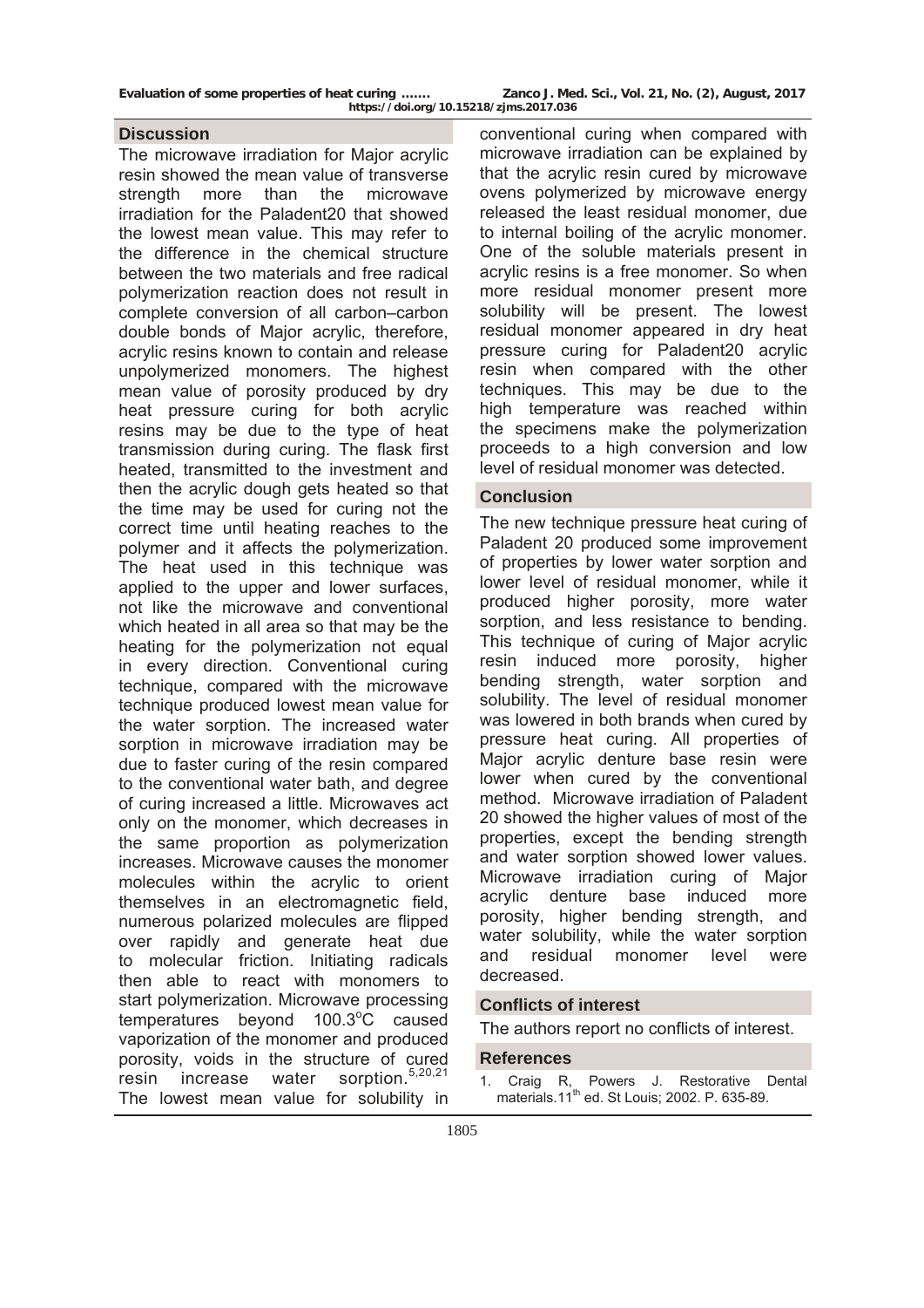## Discussion

The microwave irradiation for Major acrylic resin showed the mean value of transverse strength more than the microwave irradiation for the Paladent20 that showed the lowest mean value. This may refer to the difference in the chemical structure between the two materials and free radical polymerization reaction does not result in complete conversion of all carbon–carbon double bonds of Major acrylic, therefore, acrylic resins known to contain and release unpolymerized monomers. The highest mean value of porosity produced by dry heat pressure curing for both acrylic resins may be due to the type of heat transmission during curing. The flask first heated, transmitted to the investment and then the acrylic dough gets heated so that the time may be used for curing not the correct time until heating reaches to the polymer and it affects the polymerization. The heat used in this technique was applied to the upper and lower surfaces, not like the microwave and conventional which heated in all area so that may be the heating for the polymerization not equal in every direction. Conventional curing technique, compared with the microwave technique produced lowest mean value for the water sorption. The increased water sorption in microwave irradiation may be due to faster curing of the resin compared to the conventional water bath, and degree of curing increased a little. Microwaves act only on the monomer, which decreases in the same proportion as polymerization increases. Microwave causes the monomer molecules within the acrylic to orient themselves in an electromagnetic field, numerous polarized molecules are flipped over rapidly and generate heat due to molecular friction. Initiating radicals then able to react with monomers to start polymerization. Microwave processing temperatures beyond 100.3$^{o}$C caused vaporization of the monomer and produced porosity, voids in the structure of cured resin increase water sorption.[5,20,21] The lowest mean value for solubility in conventional curing when compared with microwave irradiation can be explained by that the acrylic resin cured by microwave ovens polymerized by microwave energy released the least residual monomer, due to internal boiling of the acrylic monomer. One of the soluble materials present in acrylic resins is a free monomer. So when more residual monomer present more solubility will be present. The lowest residual monomer appeared in dry heat pressure curing for Paladent20 acrylic resin when compared with the other techniques. This may be due to the high temperature was reached within the specimens make the polymerization proceeds to a high conversion and low level of residual monomer was detected.

## Conclusion

The new technique pressure heat curing of Paladent 20 produced some improvement of properties by lower water sorption and lower level of residual monomer, while it produced higher porosity, more water sorption, and less resistance to bending. This technique of curing of Major acrylic resin induced more porosity, higher bending strength, water sorption and solubility. The level of residual monomer was lowered in both brands when cured by pressure heat curing. All properties of Major acrylic denture base resin were lower when cured by the conventional method. Microwave irradiation of Paladent 20 showed the higher values of most of the properties, except the bending strength and water sorption showed lower values. Microwave irradiation curing of Major acrylic denture base induced more porosity, higher bending strength, and water solubility, while the water sorption and residual monomer level were decreased.

## Conflicts of interest

The authors report no conflicts of interest.

## References

1. Craig R, Powers J. Restorative Dental materials.11th ed. St Louis; 2002. P. 635-89.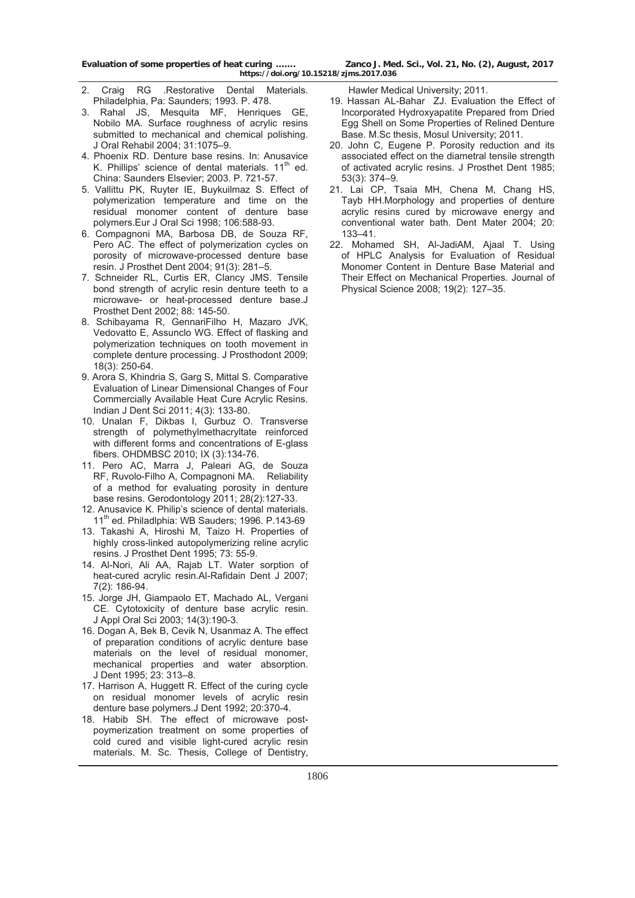2. Craig RG .Restorative Dental Materials. Philadelphia, Pa: Saunders; 1993. P. 478.
3. Rahal JS, Mesquita MF, Henriques GE, Nobilo MA. Surface roughness of acrylic resins submitted to mechanical and chemical polishing. J Oral Rehabil 2004; 31:1075–9.
4. Phoenix RD. Denture base resins. In: Anusavice K. Phillips' science of dental materials. 11th ed. China: Saunders Elsevier; 2003. P. 721-57.
5. Vallittu PK, Ruyter IE, Buykuilmaz S. Effect of polymerization temperature and time on the residual monomer content of denture base polymers.Eur J Oral Sci 1998; 106:588-93.
6. Compagnoni MA, Barbosa DB, de Souza RF, Pero AC. The effect of polymerization cycles on porosity of microwave-processed denture base resin. J Prosthet Dent 2004; 91(3): 281–5.
7. Schneider RL, Curtis ER, Clancy JMS. Tensile bond strength of acrylic resin denture teeth to a microwave- or heat-processed denture base.J Prosthet Dent 2002; 88: 145-50.
8. Schibayama R, GennariFilho H, Mazaro JVK, Vedovatto E, Assunclo WG. Effect of flasking and polymerization techniques on tooth movement in complete denture processing. J Prosthodont 2009; 18(3): 250-64.
9. Arora S, Khindria S, Garg S, Mittal S. Comparative Evaluation of Linear Dimensional Changes of Four Commercially Available Heat Cure Acrylic Resins. Indian J Dent Sci 2011; 4(3): 133-80.
10. Unalan F, Dikbas I, Gurbuz O. Transverse strength of polymethylmethacryltate reinforced with different forms and concentrations of E-glass fibers. OHDMBSC 2010; IX (3):134-76.
11. Pero AC, Marra J, Paleari AG, de Souza RF, Ruvolo-Filho A, Compagnoni MA. Reliability of a method for evaluating porosity in denture base resins. Gerodontology 2011; 28(2):127-33.
12. Anusavice K. Philip's science of dental materials. 11th ed. Philadlphia: WB Sauders; 1996. P.143-69
13. Takashi A, Hiroshi M, Taizo H. Properties of highly cross-linked autopolymerizing reline acrylic resins. J Prosthet Dent 1995; 73: 55-9.
14. Al-Nori, Ali AA, Rajab LT. Water sorption of heat-cured acrylic resin.Al-Rafidain Dent J 2007; 7(2): 186-94.
15. Jorge JH, Giampaolo ET, Machado AL, Vergani CE. Cytotoxicity of denture base acrylic resin. J Appl Oral Sci 2003; 14(3):190-3.
16. Dogan A, Bek B, Cevik N, Usanmaz A. The effect of preparation conditions of acrylic denture base materials on the level of residual monomer, mechanical properties and water absorption. J Dent 1995; 23: 313–8.
17. Harrison A, Huggett R. Effect of the curing cycle on residual monomer levels of acrylic resin denture base polymers.J Dent 1992; 20:370-4.
18. Habib SH. The effect of microwave post-poymerization treatment on some properties of cold cured and visible light-cured acrylic resin materials. M. Sc. Thesis, College of Dentistry, Hawler Medical University; 2011.
19. Hassan AL-Bahar ZJ. Evaluation the Effect of Incorporated Hydroxyapatite Prepared from Dried Egg Shell on Some Properties of Relined Denture Base. M.Sc thesis, Mosul University; 2011.
20. John C, Eugene P. Porosity reduction and its associated effect on the diametral tensile strength of activated acrylic resins. J Prosthet Dent 1985; 53(3): 374–9.
21. Lai CP, Tsaia MH, Chena M, Chang HS, Tayb HH.Morphology and properties of denture acrylic resins cured by microwave energy and conventional water bath. Dent Mater 2004; 20: 133–41.
22. Mohamed SH, Al-JadiAM, Ajaal T. Using of HPLC Analysis for Evaluation of Residual Monomer Content in Denture Base Material and Their Effect on Mechanical Properties. Journal of Physical Science 2008; 19(2): 127–35.